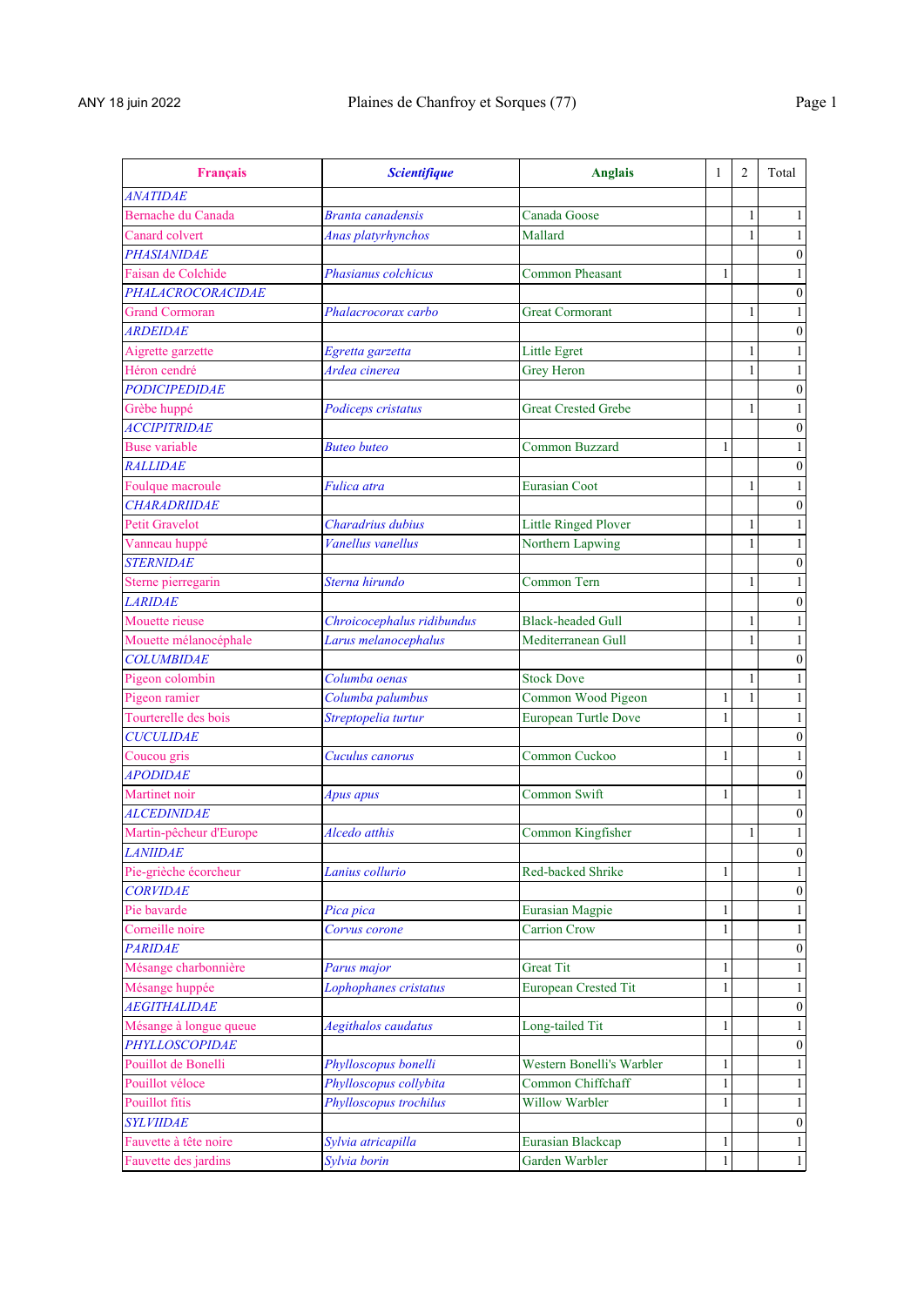ANY 18 juin 2022

# Plaines de Chanfroy et Sorques (77)

| Français | *Scientifique* | Anglais | 1 | 2 | Total |
|---|---|---|---|---|---|
| *ANATIDAE* | | | | | |
| Bernache du Canada | *Branta canadensis* | Canada Goose | | 1 | 1 |
| Canard colvert | *Anas platyrhynchos* | Mallard | | 1 | 1 |
| *PHASIANIDAE* | | | | | 0 |
| Faisan de Colchide | *Phasianus colchicus* | Common Pheasant | 1 | | 1 |
| *PHALACROCORACIDAE* | | | | | 0 |
| Grand Cormoran | *Phalacrocorax carbo* | Great Cormorant | | 1 | 1 |
| *ARDEIDAE* | | | | | 0 |
| Aigrette garzette | *Egretta garzetta* | Little Egret | | 1 | 1 |
| Héron cendré | *Ardea cinerea* | Grey Heron | | 1 | 1 |
| *PODICIPEDIDAE* | | | | | 0 |
| Grèbe huppé | *Podiceps cristatus* | Great Crested Grebe | | 1 | 1 |
| *ACCIPITRIDAE* | | | | | 0 |
| Buse variable | *Buteo buteo* | Common Buzzard | 1 | | 1 |
| *RALLIDAE* | | | | | 0 |
| Foulque macroule | *Fulica atra* | Eurasian Coot | | 1 | 1 |
| *CHARADRIIDAE* | | | | | 0 |
| Petit Gravelot | *Charadrius dubius* | Little Ringed Plover | | 1 | 1 |
| Vanneau huppé | *Vanellus vanellus* | Northern Lapwing | | 1 | 1 |
| *STERNIDAE* | | | | | 0 |
| Sterne pierregarin | *Sterna hirundo* | Common Tern | | 1 | 1 |
| *LARIDAE* | | | | | 0 |
| Mouette rieuse | *Chroicocephalus ridibundus* | Black-headed Gull | | 1 | 1 |
| Mouette mélanocéphale | *Larus melanocephalus* | Mediterranean Gull | | 1 | 1 |
| *COLUMBIDAE* | | | | | 0 |
| Pigeon colombin | *Columba oenas* | Stock Dove | | 1 | 1 |
| Pigeon ramier | *Columba palumbus* | Common Wood Pigeon | 1 | 1 | 1 |
| Tourterelle des bois | *Streptopelia turtur* | European Turtle Dove | 1 | | 1 |
| *CUCULIDAE* | | | | | 0 |
| Coucou gris | *Cuculus canorus* | Common Cuckoo | 1 | | 1 |
| *APODIDAE* | | | | | 0 |
| Martinet noir | *Apus apus* | Common Swift | 1 | | 1 |
| *ALCEDINIDAE* | | | | | 0 |
| Martin-pêcheur d'Europe | *Alcedo atthis* | Common Kingfisher | | 1 | 1 |
| *LANIIDAE* | | | | | 0 |
| Pie-grièche écorcheur | *Lanius collurio* | Red-backed Shrike | 1 | | 1 |
| *CORVIDAE* | | | | | 0 |
| Pie bavarde | *Pica pica* | Eurasian Magpie | 1 | | 1 |
| Corneille noire | *Corvus corone* | Carrion Crow | 1 | | 1 |
| *PARIDAE* | | | | | 0 |
| Mésange charbonnière | *Parus major* | Great Tit | 1 | | 1 |
| Mésange huppée | *Lophophanes cristatus* | European Crested Tit | 1 | | 1 |
| *AEGITHALIDAE* | | | | | 0 |
| Mésange à longue queue | *Aegithalos caudatus* | Long-tailed Tit | 1 | | 1 |
| *PHYLLOSCOPIDAE* | | | | | 0 |
| Pouillot de Bonelli | *Phylloscopus bonelli* | Western Bonelli's Warbler | 1 | | 1 |
| Pouillot véloce | *Phylloscopus collybita* | Common Chiffchaff | 1 | | 1 |
| Pouillot fitis | *Phylloscopus trochilus* | Willow Warbler | 1 | | 1 |
| *SYLVIIDAE* | | | | | 0 |
| Fauvette à tête noire | *Sylvia atricapilla* | Eurasian Blackcap | 1 | | 1 |
| Fauvette des jardins | *Sylvia borin* | Garden Warbler | 1 | | 1 |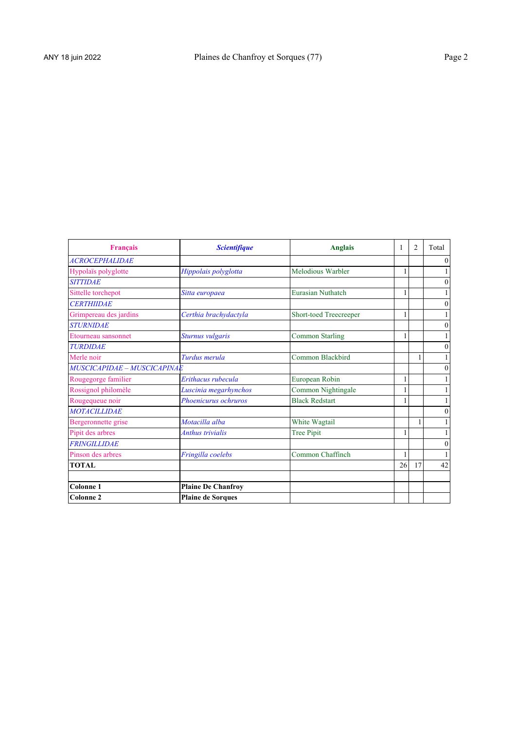| Français | *Scientifique* | Anglais | 1 | 2 | Total |
|---|---|---|---|---|---|
| *ACROCEPHALIDAE* | | | | | 0 |
| Hypolaïs polyglotte | *Hippolais polyglotta* | Melodious Warbler | 1 | | 1 |
| *SITTIDAE* | | | | | 0 |
| Sittelle torchepot | *Sitta europaea* | Eurasian Nuthatch | 1 | | 1 |
| *CERTHIIDAE* | | | | | 0 |
| Grimpereau des jardins | *Certhia brachydactyla* | Short-toed Treecreeper | 1 | | 1 |
| *STURNIDAE* | | | | | 0 |
| Etourneau sansonnet | *Sturnus vulgaris* | Common Starling | 1 | | 1 |
| *TURDIDAE* | | | | | 0 |
| Merle noir | *Turdus merula* | Common Blackbird | | 1 | 1 |
| *MUSCICAPIDAE – MUSCICAPINAE* | | | | | 0 |
| Rougegorge familier | *Erithacus rubecula* | European Robin | 1 | | 1 |
| Rossignol philomèle | *Luscinia megarhynchos* | Common Nightingale | 1 | | 1 |
| Rougequeue noir | *Phoenicurus ochruros* | Black Redstart | 1 | | 1 |
| *MOTACILLIDAE* | | | | | 0 |
| Bergeronnette grise | *Motacilla alba* | White Wagtail | | 1 | 1 |
| Pipit des arbres | *Anthus trivialis* | Tree Pipit | 1 | | 1 |
| *FRINGILLIDAE* | | | | | 0 |
| Pinson des arbres | *Fringilla coelebs* | Common Chaffinch | 1 | | 1 |
| **TOTAL** | | | 26 | 17 | 42 |
| | | | | | |
| **Colonne 1** | **Plaine De Chanfroy** | | | | |
| **Colonne 2** | **Plaine de Sorques** | | | | |